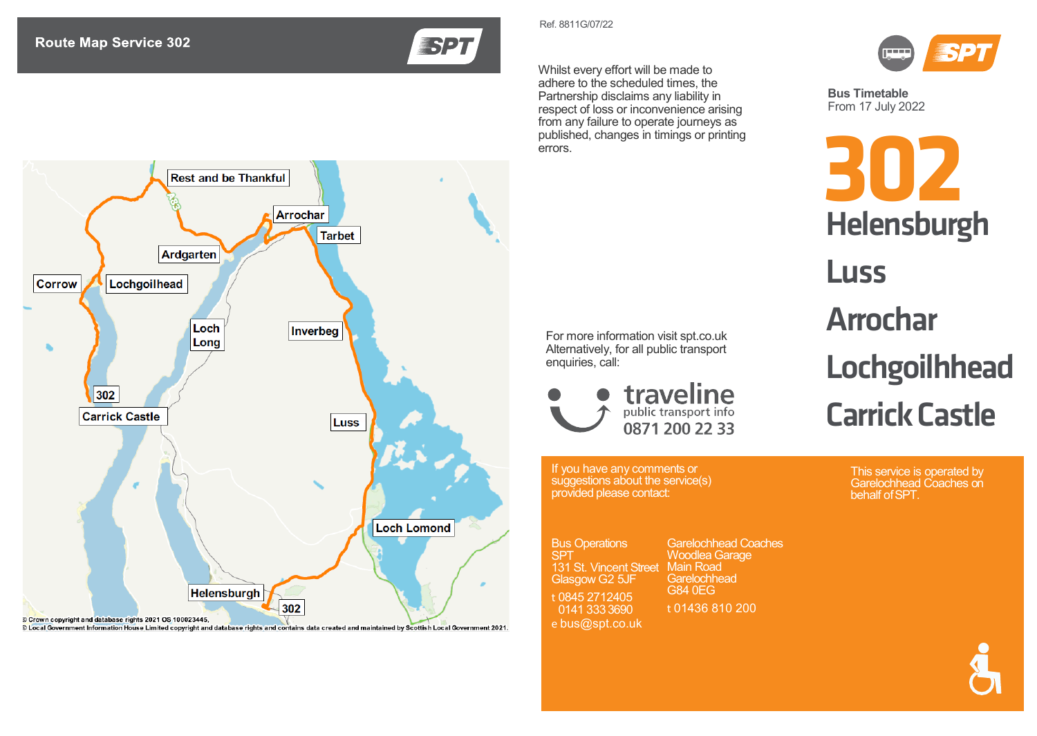## Route Map Service 302

SPT

Rest and be Thankful

Arrochar

Tarbet

Ardgarten

Corrow

Lochgoilhead

Loch Long

Inverbeg

302

Carrick Castle

Luss

Loch Lomond

Helensburgh

302

© Crown copyright and database rights 2021 OS 100023445,
© Local Government Information House Limited copyright and database rights and contains data created and maintained by Scottish Local Government 2021.

Ref. 8811G/07/22

Whilst every effort will be made to adhere to the scheduled times, the Partnership disclaims any liability in respect of loss or inconvenience arising from any failure to operate journeys as published, changes in timings or printing errors.

For more information visit spt.co.uk
Alternatively, for all public transport enquiries, call:

traveline
public transport info
0871 200 22 33

If you have any comments or suggestions about the service(s) provided please contact:

Bus Operations
SPT
131 St. Vincent Street
Glasgow G2 5JF
t 0845 2712405
0141 333 3690
e bus@spt.co.uk

Garelochhead Coaches
Woodlea Garage
Main Road
Garelochhead
G84 0EG
t 01436 810 200

SPT

**Bus Timetable**
From 17 July 2022

# 302

# Helensburgh
# Luss
# Arrochar
# Lochgoilhead
# Carrick Castle

This service is operated by Garelochhead Coaches on behalf of SPT.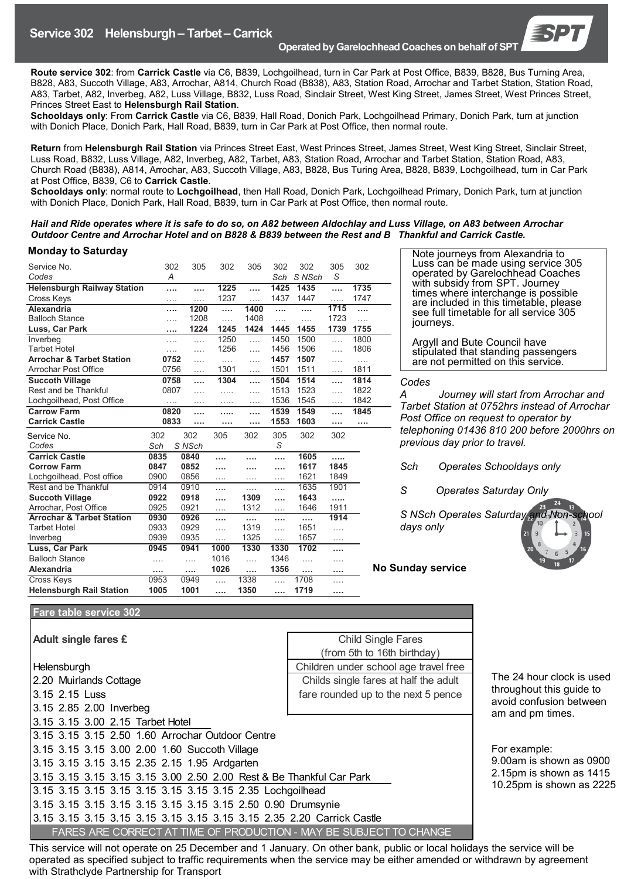# Service 302 Helensburgh – Tarbet – Carrick

Operated by Garelochhead Coaches on behalf of SPT

**Route service 302**: from **Carrick Castle** via C6, B839, Lochgoilhead, turn in Car Park at Post Office, B839, B828, Bus Turning Area, B828, A83, Succoth Village, A83, Arrochar, A814, Church Road (B838), A83, Station Road, Arrochar and Tarbet Station, Station Road, A83, Tarbet, A82, Inverbeg, A82, Luss Village, B832, Luss Road, Sinclair Street, West King Street, James Street, West Princes Street, Princes Street East to **Helensburgh Rail Station**.

**Schooldays only**: From **Carrick Castle** via C6, B839, Hall Road, Donich Park, Lochgoilhead Primary, Donich Park, turn at junction with Donich Place, Donich Park, Hall Road, B839, turn in Car Park at Post Office, then normal route.

**Return** from **Helensburgh Rail Station** via Princes Street East, West Princes Street, James Street, West King Street, Sinclair Street, Luss Road, B832, Luss Village, A82, Inverbeg, A82, Tarbet, A83, Station Road, Arrochar and Tarbet Station, Station Road, A83, Church Road (B838), A814, Arrochar, A83, Succoth Village, A83, B828, Bus Turing Area, B828, B839, Lochgoilhead, turn in Car Park at Post Office, B839, C6 to **Carrick Castle**.

**Schooldays only**: normal route to **Lochgoilhead**, then Hall Road, Donich Park, Lochgoilhead Primary, Donich Park, turn at junction with Donich Place, Donich Park, Hall Road, B839, turn in Car Park at Post Office, then normal route.

***Hail and Ride operates where it is safe to do so, on A82 between Aldochlay and Luss Village, on A83 between Arrochar Outdoor Centre and Arrochar Hotel and on B828 & B839 between the Rest and B Thankful and Carrick Castle.***

## Monday to Saturday

| Service No. | 302 | 305 | 302 | 305 | 302 | 302 | 305 | 302 |
|---|---|---|---|---|---|---|---|---|
| *Codes* | *A* | | | | *Sch* | *S NSch* | *S* | |
| **Helensburgh Railway Station** | …. | …. | **1225** | …. | **1425** | **1435** | …. | **1735** |
| Cross Keys | …. | …. | 1237 | …. | 1437 | 1447 | …. | 1747 |
| **Alexandria** | …. | **1200** | …. | **1400** | …. | …. | **1715** | …. |
| Balloch Stance | …. | 1208 | …. | 1408 | …. | …. | 1723 | …. |
| **Luss, Car Park** | …. | **1224** | **1245** | **1424** | **1445** | **1455** | **1739** | **1755** |
| Inverbeg | …. | …. | 1250 | …. | 1450 | 1500 | …. | 1800 |
| Tarbet Hotel | …. | …. | 1256 | …. | 1456 | 1506 | …. | 1806 |
| **Arrochar & Tarbet Station** | **0752** | …. | …. | …. | **1457** | **1507** | …. | …. |
| Arrochar Post Office | 0756 | …. | 1301 | …. | 1501 | 1511 | …. | 1811 |
| **Succoth Village** | **0758** | …. | **1304** | …. | **1504** | **1514** | …. | **1814** |
| Rest and be Thankful | 0807 | …. | ….. | …. | 1513 | 1523 | …. | 1822 |
| Lochgoilhead, Post Office | …. | …. | ….. | …. | 1536 | 1545 | …. | 1842 |
| **Carrow Farm** | **0820** | …. | ….. | …. | **1539** | **1549** | …. | **1845** |
| **Carrick Castle** | **0833** | …. | …. | …. | **1553** | **1603** | …. | …. |

| Service No. | 302 | 302 | 305 | 302 | 305 | 302 | 302 |
|---|---|---|---|---|---|---|---|
| *Codes* | *Sch* | *S NSch* | | | *S* | | |
| **Carrick Castle** | **0835** | **0840** | …. | …. | …. | **1605** | ….. |
| **Corrow Farm** | **0847** | **0852** | …. | …. | …. | **1617** | **1845** |
| Lochgoilhead, Post office | 0900 | 0856 | …. | …. | …. | 1621 | 1849 |
| Rest and be Thankful | 0914 | 0910 | …. | …. | …. | 1635 | 1901 |
| **Succoth Village** | **0922** | **0918** | …. | **1309** | …. | **1643** | ….. |
| Arrochar, Post Office | 0925 | 0921 | …. | 1312 | …. | 1646 | 1911 |
| **Arrochar & Tarbet Station** | **0930** | **0926** | …. | …. | …. | …. | **1914** |
| Tarbet Hotel | 0933 | 0929 | …. | 1319 | …. | 1651 | …. |
| Inverbeg | 0939 | 0935 | …. | 1325 | …. | 1657 | …. |
| **Luss, Car Park** | **0945** | **0941** | **1000** | **1330** | **1330** | **1702** | …. |
| Balloch Stance | …. | …. | 1016 | …. | 1346 | …. | …. |
| **Alexandria** | …. | …. | **1026** | …. | **1356** | …. | …. |
| Cross Keys | 0953 | 0949 | …. | 1338 | …. | 1708 | …. |
| **Helensburgh Rail Station** | **1005** | **1001** | …. | **1350** | …. | **1719** | …. |

Note journeys from Alexandria to Luss can be made using service 305 operated by Garelochhead Coaches with subsidy from SPT. Journey times where interchange is possible are included in this timetable, please see full timetable for all service 305 journeys.

Argyll and Bute Council have stipulated that standing passengers are not permitted on this service.

*Codes*

*A Journey will start from Arrochar and Tarbet Station at 0752hrs instead of Arrochar Post Office on request to operator by telephoning 01436 810 200 before 2000hrs on previous day prior to travel.*

*Sch Operates Schooldays only*

*S Operates Saturday Only*

*S NSch Operates Saturday and Non-school days only*

**No Sunday service**

## Fare table service 302

**Adult single fares £**

Helensburgh
2.20 Muirlands Cottage
3.15 2.15 Luss
3.15 2.85 2.00 Inverbeg
3.15 3.15 3.00 2.15 Tarbet Hotel
3.15 3.15 3.15 2.50 1.60 Arrochar Outdoor Centre
3.15 3.15 3.15 3.00 2.00 1.60 Succoth Village
3.15 3.15 3.15 3.15 2.35 2.15 1.95 Ardgarten
3.15 3.15 3.15 3.15 3.15 3.00 2.50 2.00 Rest & Be Thankful Car Park
3.15 3.15 3.15 3.15 3.15 3.15 3.15 3.15 2.35 Lochgoilhead
3.15 3.15 3.15 3.15 3.15 3.15 3.15 3.15 2.50 0.90 Drumsynie
3.15 3.15 3.15 3.15 3.15 3.15 3.15 3.15 3.15 2.35 2.20 Carrick Castle

Child Single Fares
(from 5th to 16th birthday)
Children under school age travel free
Childs single fares at half the adult fare rounded up to the next 5 pence

FARES ARE CORRECT AT TIME OF PRODUCTION - MAY BE SUBJECT TO CHANGE

The 24 hour clock is used throughout this guide to avoid confusion between am and pm times.

For example:
9.00am is shown as 0900
2.15pm is shown as 1415
10.25pm is shown as 2225

This service will not operate on 25 December and 1 January. On other bank, public or local holidays the service will be operated as specified subject to traffic requirements when the service may be either amended or withdrawn by agreement with Strathclyde Partnership for Transport